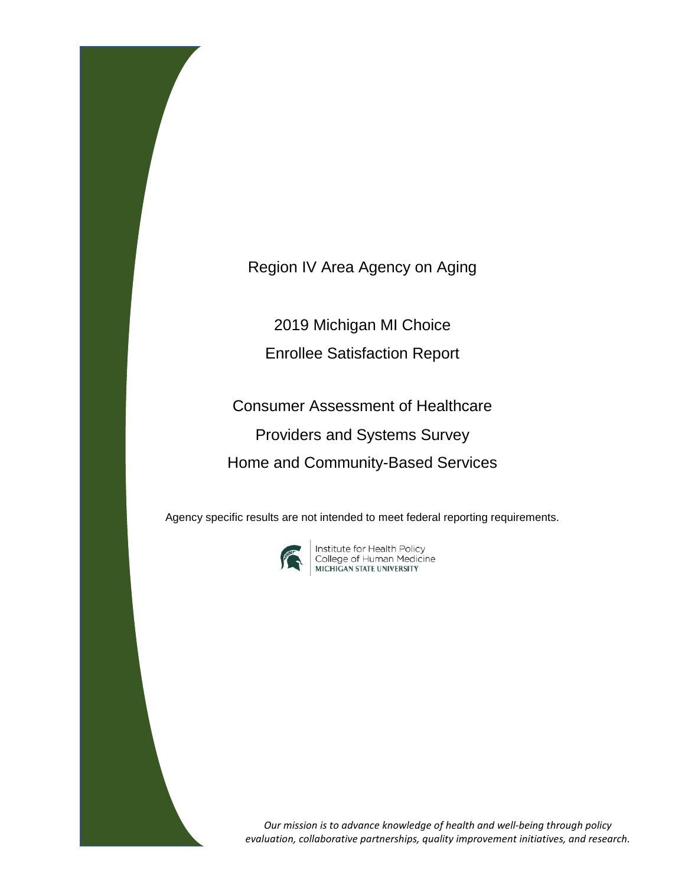# Region IV Area Agency on Aging

## 2019 Michigan MI Choice Enrollee Satisfaction Report

## Consumer Assessment of Healthcare Providers and Systems Survey Home and Community-Based Services

Agency specific results are not intended to meet federal reporting requirements.

Institute for Health Policy
College of Human Medicine
MICHIGAN STATE UNIVERSITY

*Our mission is to advance knowledge of health and well-being through policy evaluation, collaborative partnerships, quality improvement initiatives, and research.*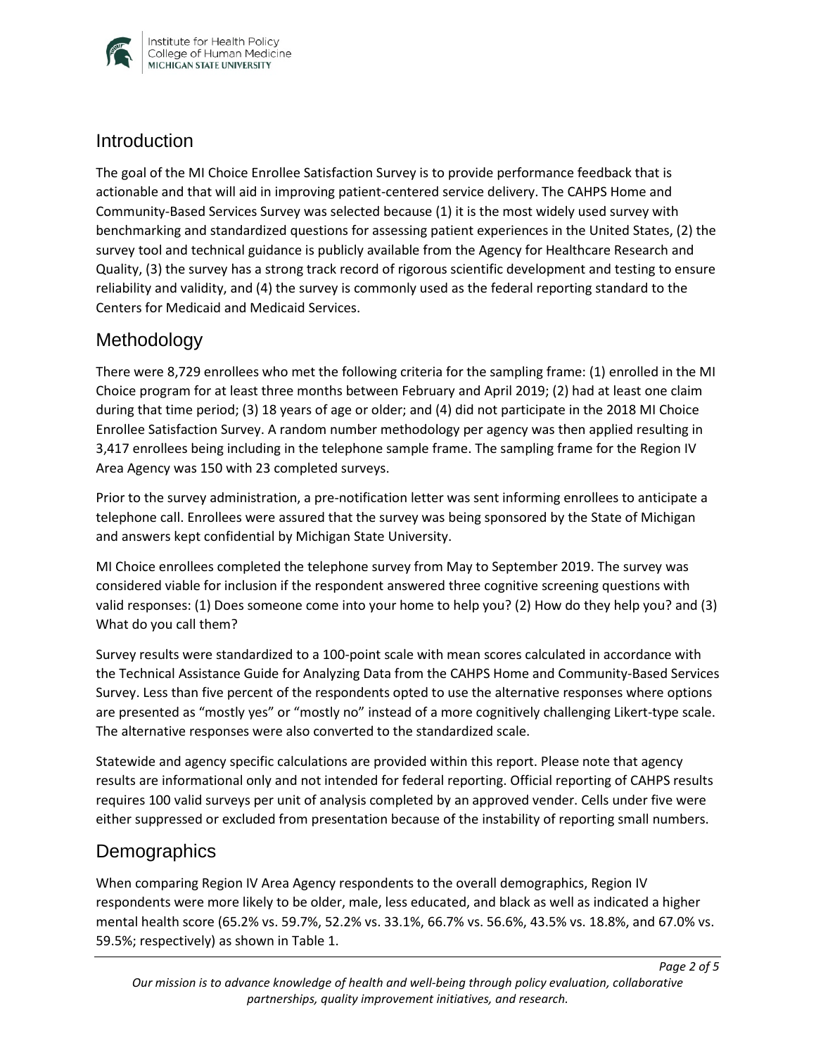## Introduction

The goal of the MI Choice Enrollee Satisfaction Survey is to provide performance feedback that is actionable and that will aid in improving patient-centered service delivery. The CAHPS Home and Community-Based Services Survey was selected because (1) it is the most widely used survey with benchmarking and standardized questions for assessing patient experiences in the United States, (2) the survey tool and technical guidance is publicly available from the Agency for Healthcare Research and Quality, (3) the survey has a strong track record of rigorous scientific development and testing to ensure reliability and validity, and (4) the survey is commonly used as the federal reporting standard to the Centers for Medicaid and Medicaid Services.

## Methodology

There were 8,729 enrollees who met the following criteria for the sampling frame: (1) enrolled in the MI Choice program for at least three months between February and April 2019; (2) had at least one claim during that time period; (3) 18 years of age or older; and (4) did not participate in the 2018 MI Choice Enrollee Satisfaction Survey. A random number methodology per agency was then applied resulting in 3,417 enrollees being including in the telephone sample frame. The sampling frame for the Region IV Area Agency was 150 with 23 completed surveys.

Prior to the survey administration, a pre-notification letter was sent informing enrollees to anticipate a telephone call. Enrollees were assured that the survey was being sponsored by the State of Michigan and answers kept confidential by Michigan State University.

MI Choice enrollees completed the telephone survey from May to September 2019. The survey was considered viable for inclusion if the respondent answered three cognitive screening questions with valid responses: (1) Does someone come into your home to help you? (2) How do they help you? and (3) What do you call them?

Survey results were standardized to a 100-point scale with mean scores calculated in accordance with the Technical Assistance Guide for Analyzing Data from the CAHPS Home and Community-Based Services Survey. Less than five percent of the respondents opted to use the alternative responses where options are presented as "mostly yes" or "mostly no" instead of a more cognitively challenging Likert-type scale. The alternative responses were also converted to the standardized scale.

Statewide and agency specific calculations are provided within this report. Please note that agency results are informational only and not intended for federal reporting. Official reporting of CAHPS results requires 100 valid surveys per unit of analysis completed by an approved vender. Cells under five were either suppressed or excluded from presentation because of the instability of reporting small numbers.

## Demographics

When comparing Region IV Area Agency respondents to the overall demographics, Region IV respondents were more likely to be older, male, less educated, and black as well as indicated a higher mental health score (65.2% vs. 59.7%, 52.2% vs. 33.1%, 66.7% vs. 56.6%, 43.5% vs. 18.8%, and 67.0% vs. 59.5%; respectively) as shown in Table 1.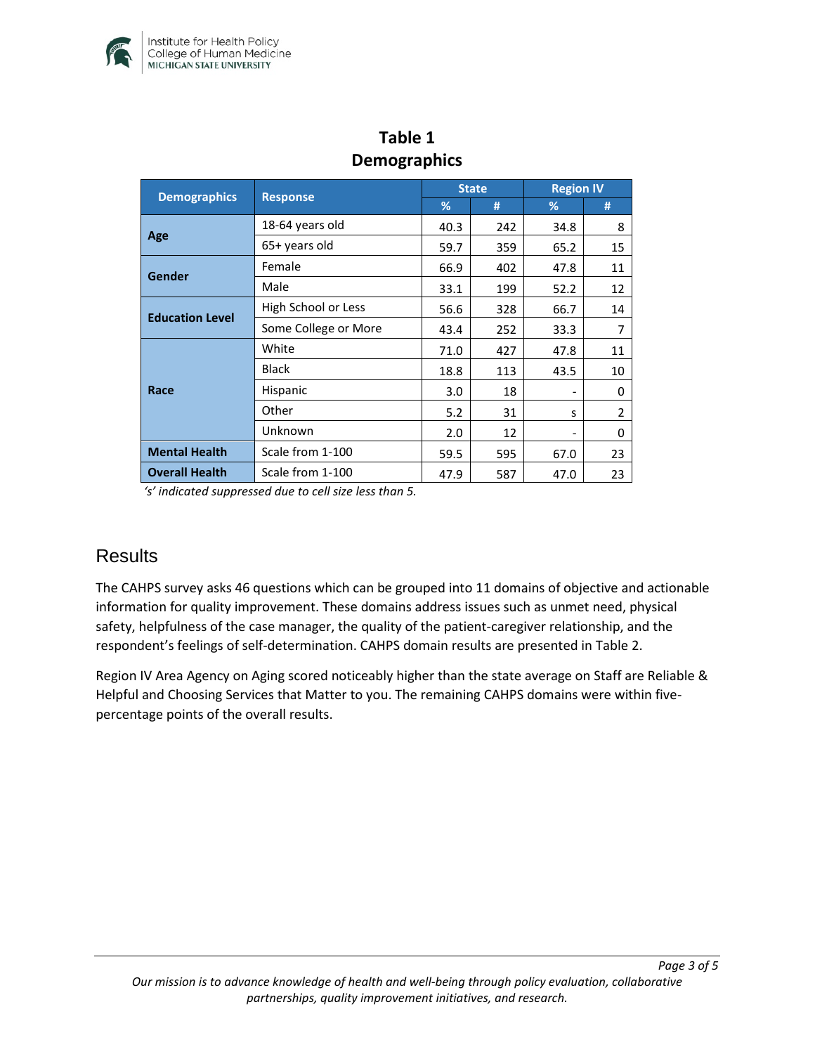**Table 1**
**Demographics**

| Demographics | Response | State | | Region IV | |
|---|---|---|---|---|---|
| | | % | # | % | # |
| **Age** | 18-64 years old | 40.3 | 242 | 34.8 | 8 |
| | 65+ years old | 59.7 | 359 | 65.2 | 15 |
| **Gender** | Female | 66.9 | 402 | 47.8 | 11 |
| | Male | 33.1 | 199 | 52.2 | 12 |
| **Education Level** | High School or Less | 56.6 | 328 | 66.7 | 14 |
| | Some College or More | 43.4 | 252 | 33.3 | 7 |
| **Race** | White | 71.0 | 427 | 47.8 | 11 |
| | Black | 18.8 | 113 | 43.5 | 10 |
| | Hispanic | 3.0 | 18 | - | 0 |
| | Other | 5.2 | 31 | s | 2 |
| | Unknown | 2.0 | 12 | - | 0 |
| **Mental Health** | Scale from 1-100 | 59.5 | 595 | 67.0 | 23 |
| **Overall Health** | Scale from 1-100 | 47.9 | 587 | 47.0 | 23 |

*'s' indicated suppressed due to cell size less than 5.*

## Results

The CAHPS survey asks 46 questions which can be grouped into 11 domains of objective and actionable information for quality improvement. These domains address issues such as unmet need, physical safety, helpfulness of the case manager, the quality of the patient-caregiver relationship, and the respondent's feelings of self-determination. CAHPS domain results are presented in Table 2.

Region IV Area Agency on Aging scored noticeably higher than the state average on Staff are Reliable & Helpful and Choosing Services that Matter to you. The remaining CAHPS domains were within five-percentage points of the overall results.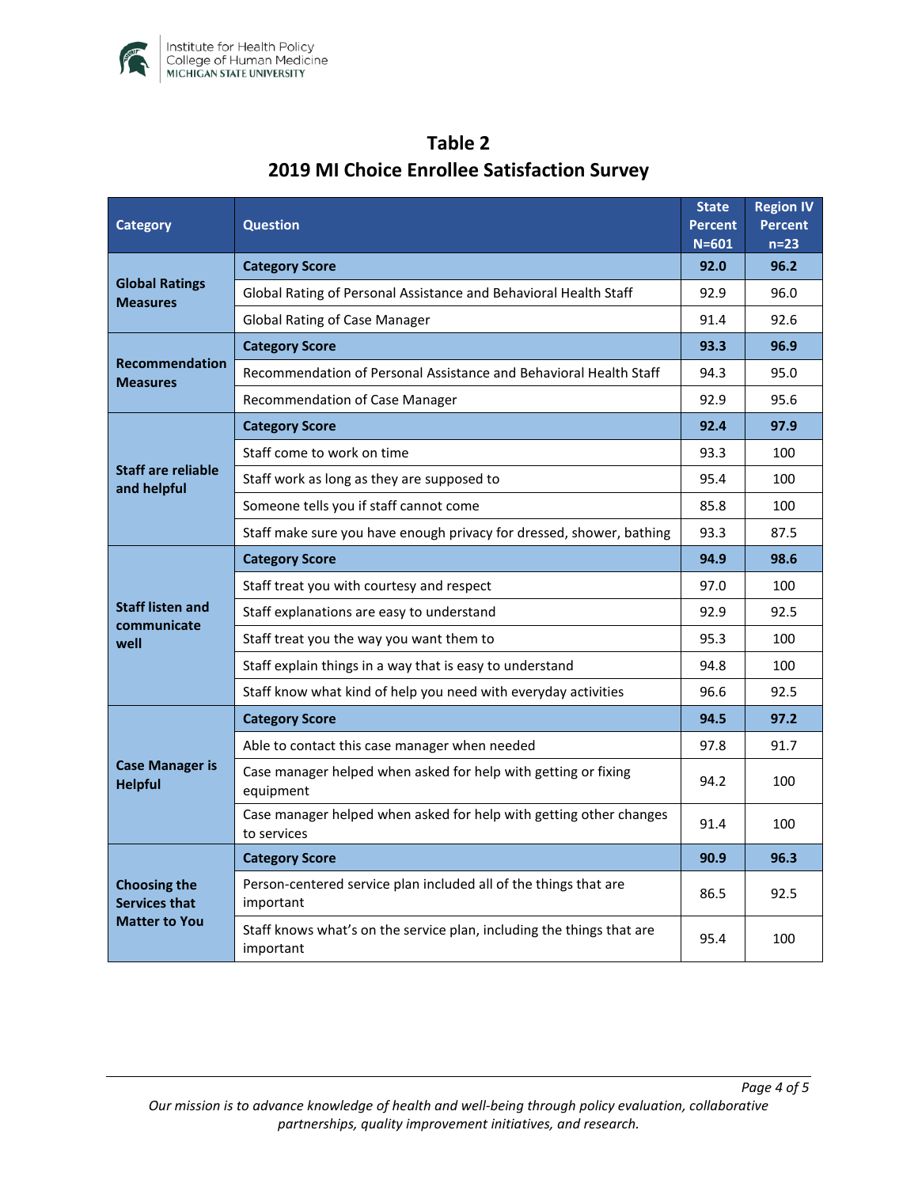## Table 2
## 2019 MI Choice Enrollee Satisfaction Survey

| Category | Question | State Percent N=601 | Region IV Percent n=23 |
|---|---|---|---|
| Global Ratings Measures | **Category Score** | **92.0** | **96.2** |
| | Global Rating of Personal Assistance and Behavioral Health Staff | 92.9 | 96.0 |
| | Global Rating of Case Manager | 91.4 | 92.6 |
| Recommendation Measures | **Category Score** | **93.3** | **96.9** |
| | Recommendation of Personal Assistance and Behavioral Health Staff | 94.3 | 95.0 |
| | Recommendation of Case Manager | 92.9 | 95.6 |
| Staff are reliable and helpful | **Category Score** | **92.4** | **97.9** |
| | Staff come to work on time | 93.3 | 100 |
| | Staff work as long as they are supposed to | 95.4 | 100 |
| | Someone tells you if staff cannot come | 85.8 | 100 |
| | Staff make sure you have enough privacy for dressed, shower, bathing | 93.3 | 87.5 |
| Staff listen and communicate well | **Category Score** | **94.9** | **98.6** |
| | Staff treat you with courtesy and respect | 97.0 | 100 |
| | Staff explanations are easy to understand | 92.9 | 92.5 |
| | Staff treat you the way you want them to | 95.3 | 100 |
| | Staff explain things in a way that is easy to understand | 94.8 | 100 |
| | Staff know what kind of help you need with everyday activities | 96.6 | 92.5 |
| Case Manager is Helpful | **Category Score** | **94.5** | **97.2** |
| | Able to contact this case manager when needed | 97.8 | 91.7 |
| | Case manager helped when asked for help with getting or fixing equipment | 94.2 | 100 |
| | Case manager helped when asked for help with getting other changes to services | 91.4 | 100 |
| Choosing the Services that Matter to You | **Category Score** | **90.9** | **96.3** |
| | Person-centered service plan included all of the things that are important | 86.5 | 92.5 |
| | Staff knows what's on the service plan, including the things that are important | 95.4 | 100 |

*Our mission is to advance knowledge of health and well-being through policy evaluation, collaborative partnerships, quality improvement initiatives, and research.*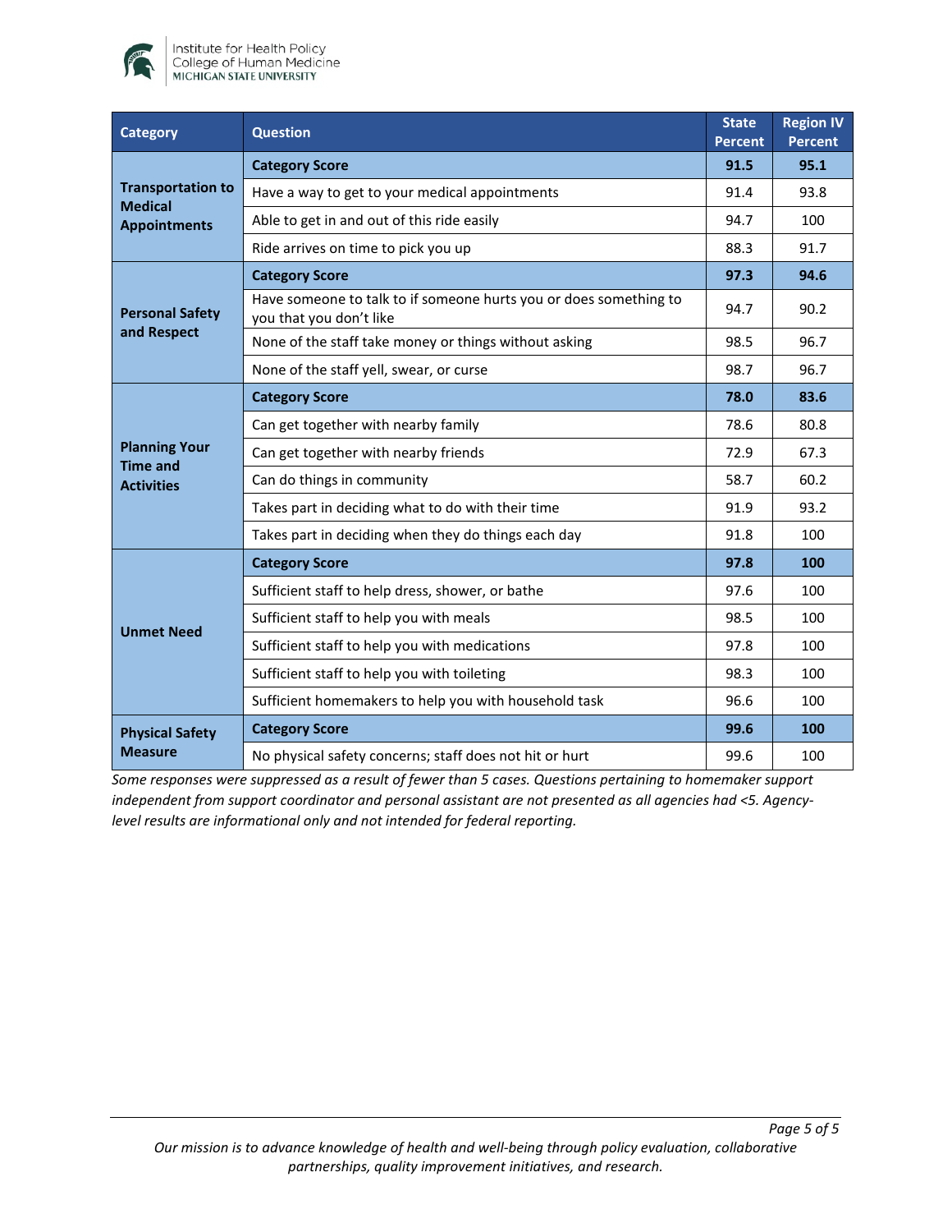| Category | Question | State Percent | Region IV Percent |
|---|---|---|---|
| Transportation to Medical Appointments | **Category Score** | **91.5** | **95.1** |
| | Have a way to get to your medical appointments | 91.4 | 93.8 |
| | Able to get in and out of this ride easily | 94.7 | 100 |
| | Ride arrives on time to pick you up | 88.3 | 91.7 |
| Personal Safety and Respect | **Category Score** | **97.3** | **94.6** |
| | Have someone to talk to if someone hurts you or does something to you that you don't like | 94.7 | 90.2 |
| | None of the staff take money or things without asking | 98.5 | 96.7 |
| | None of the staff yell, swear, or curse | 98.7 | 96.7 |
| Planning Your Time and Activities | **Category Score** | **78.0** | **83.6** |
| | Can get together with nearby family | 78.6 | 80.8 |
| | Can get together with nearby friends | 72.9 | 67.3 |
| | Can do things in community | 58.7 | 60.2 |
| | Takes part in deciding what to do with their time | 91.9 | 93.2 |
| | Takes part in deciding when they do things each day | 91.8 | 100 |
| Unmet Need | **Category Score** | **97.8** | **100** |
| | Sufficient staff to help dress, shower, or bathe | 97.6 | 100 |
| | Sufficient staff to help you with meals | 98.5 | 100 |
| | Sufficient staff to help you with medications | 97.8 | 100 |
| | Sufficient staff to help you with toileting | 98.3 | 100 |
| | Sufficient homemakers to help you with household task | 96.6 | 100 |
| Physical Safety Measure | **Category Score** | **99.6** | **100** |
| | No physical safety concerns; staff does not hit or hurt | 99.6 | 100 |

*Some responses were suppressed as a result of fewer than 5 cases. Questions pertaining to homemaker support independent from support coordinator and personal assistant are not presented as all agencies had <5. Agency-level results are informational only and not intended for federal reporting.*